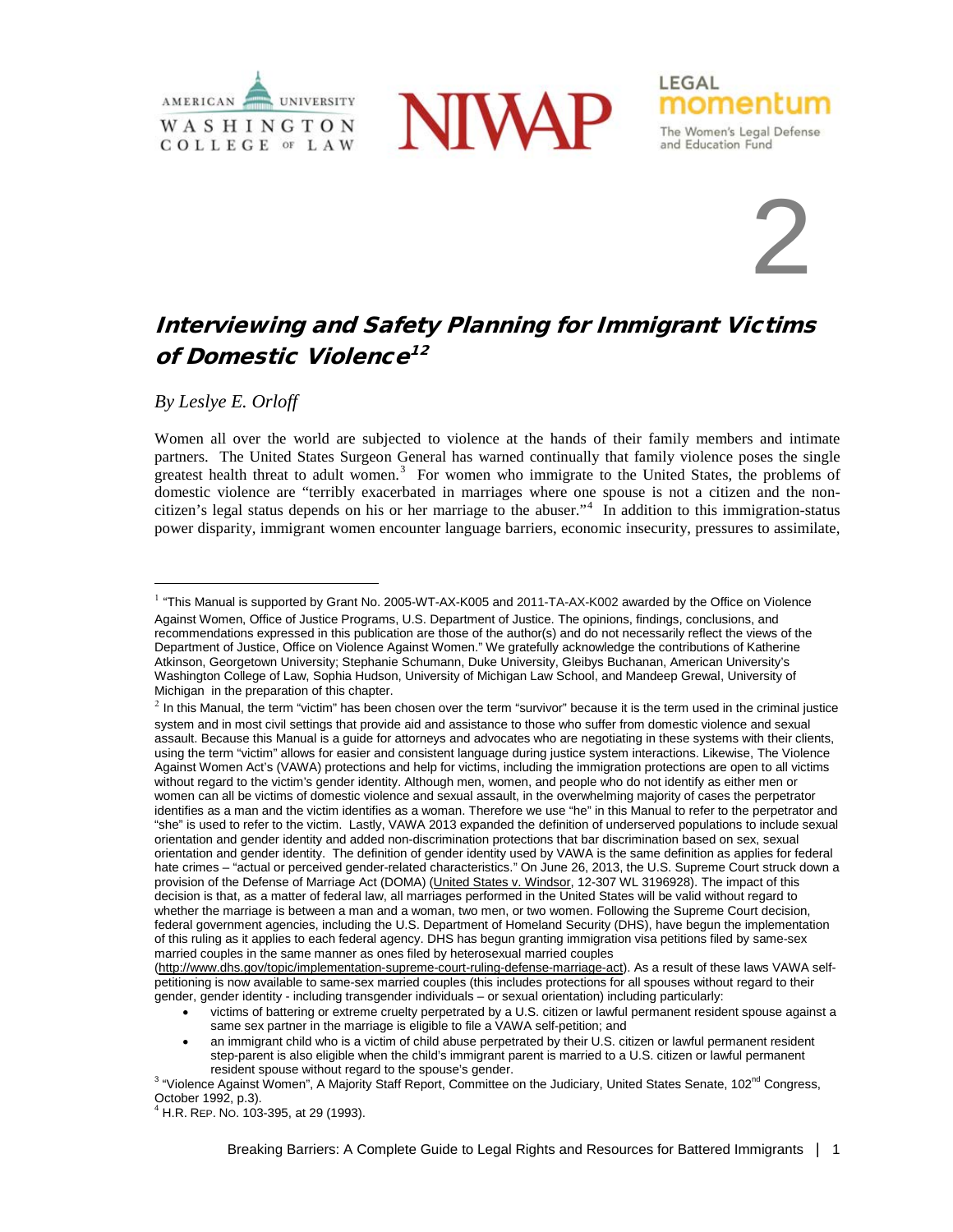2

# Interviewing and Safety Planning for Immigrant Victims of Domestic Violence[1][2]

*By Leslye E. Orloff*

Women all over the world are subjected to violence at the hands of their family members and intimate partners. The United States Surgeon General has warned continually that family violence poses the single greatest health threat to adult women.[3] For women who immigrate to the United States, the problems of domestic violence are "terribly exacerbated in marriages where one spouse is not a citizen and the non-citizen's legal status depends on his or her marriage to the abuser."[4] In addition to this immigration-status power disparity, immigrant women encounter language barriers, economic insecurity, pressures to assimilate,

---

[1] "This Manual is supported by Grant No. 2005-WT-AX-K005 and 2011-TA-AX-K002 awarded by the Office on Violence Against Women, Office of Justice Programs, U.S. Department of Justice. The opinions, findings, conclusions, and recommendations expressed in this publication are those of the author(s) and do not necessarily reflect the views of the Department of Justice, Office on Violence Against Women." We gratefully acknowledge the contributions of Katherine Atkinson, Georgetown University; Stephanie Schumann, Duke University, Gleibys Buchanan, American University's Washington College of Law, Sophia Hudson, University of Michigan Law School, and Mandeep Grewal, University of Michigan in the preparation of this chapter.

[2] In this Manual, the term "victim" has been chosen over the term "survivor" because it is the term used in the criminal justice system and in most civil settings that provide aid and assistance to those who suffer from domestic violence and sexual assault. Because this Manual is a guide for attorneys and advocates who are negotiating in these systems with their clients, using the term "victim" allows for easier and consistent language during justice system interactions. Likewise, The Violence Against Women Act's (VAWA) protections and help for victims, including the immigration protections are open to all victims without regard to the victim's gender identity. Although men, women, and people who do not identify as either men or women can all be victims of domestic violence and sexual assault, in the overwhelming majority of cases the perpetrator identifies as a man and the victim identifies as a woman. Therefore we use "he" in this Manual to refer to the perpetrator and "she" is used to refer to the victim. Lastly, VAWA 2013 expanded the definition of underserved populations to include sexual orientation and gender identity and added non-discrimination protections that bar discrimination based on sex, sexual orientation and gender identity. The definition of gender identity used by VAWA is the same definition as applies for federal hate crimes – "actual or perceived gender-related characteristics." On June 26, 2013, the U.S. Supreme Court struck down a provision of the Defense of Marriage Act (DOMA) (United States v. Windsor, 12-307 WL 3196928). The impact of this decision is that, as a matter of federal law, all marriages performed in the United States will be valid without regard to whether the marriage is between a man and a woman, two men, or two women. Following the Supreme Court decision, federal government agencies, including the U.S. Department of Homeland Security (DHS), have begun the implementation of this ruling as it applies to each federal agency. DHS has begun granting immigration visa petitions filed by same-sex married couples in the same manner as ones filed by heterosexual married couples (http://www.dhs.gov/topic/implementation-supreme-court-ruling-defense-marriage-act). As a result of these laws VAWA self-petitioning is now available to same-sex married couples (this includes protections for all spouses without regard to their gender, gender identity - including transgender individuals – or sexual orientation) including particularly:

- victims of battering or extreme cruelty perpetrated by a U.S. citizen or lawful permanent resident spouse against a same sex partner in the marriage is eligible to file a VAWA self-petition; and
- an immigrant child who is a victim of child abuse perpetrated by their U.S. citizen or lawful permanent resident step-parent is also eligible when the child's immigrant parent is married to a U.S. citizen or lawful permanent resident spouse without regard to the spouse's gender.

[3] "Violence Against Women", A Majority Staff Report, Committee on the Judiciary, United States Senate, 102nd Congress, October 1992, p.3).

[4] H.R. REP. NO. 103-395, at 29 (1993).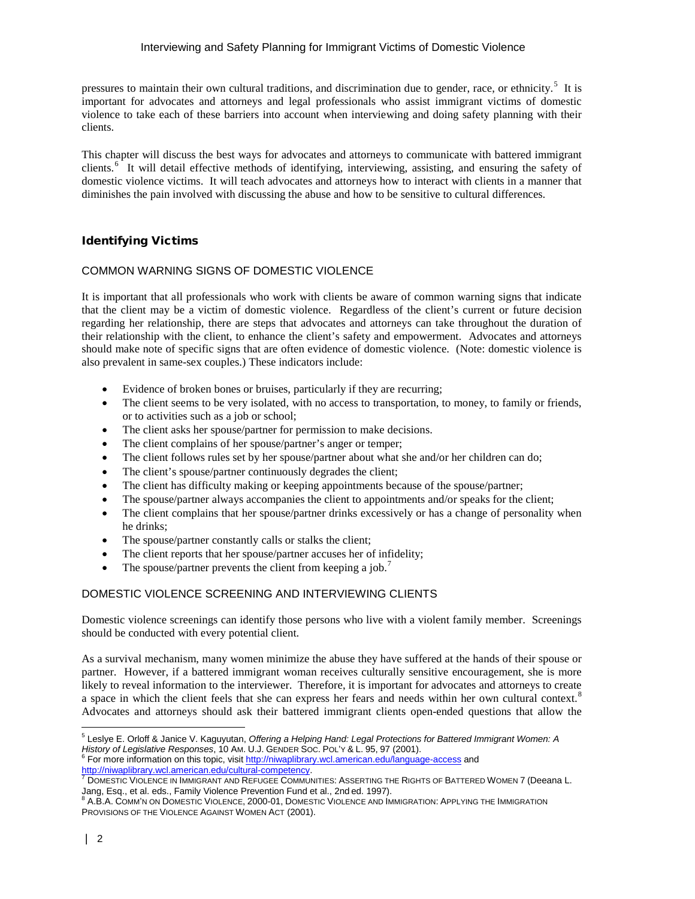pressures to maintain their own cultural traditions, and discrimination due to gender, race, or ethnicity.[5] It is important for advocates and attorneys and legal professionals who assist immigrant victims of domestic violence to take each of these barriers into account when interviewing and doing safety planning with their clients.

This chapter will discuss the best ways for advocates and attorneys to communicate with battered immigrant clients.[6] It will detail effective methods of identifying, interviewing, assisting, and ensuring the safety of domestic violence victims. It will teach advocates and attorneys how to interact with clients in a manner that diminishes the pain involved with discussing the abuse and how to be sensitive to cultural differences.

## Identifying Victims

### COMMON WARNING SIGNS OF DOMESTIC VIOLENCE

It is important that all professionals who work with clients be aware of common warning signs that indicate that the client may be a victim of domestic violence. Regardless of the client's current or future decision regarding her relationship, there are steps that advocates and attorneys can take throughout the duration of their relationship with the client, to enhance the client's safety and empowerment. Advocates and attorneys should make note of specific signs that are often evidence of domestic violence. (Note: domestic violence is also prevalent in same-sex couples.) These indicators include:

- Evidence of broken bones or bruises, particularly if they are recurring;
- The client seems to be very isolated, with no access to transportation, to money, to family or friends, or to activities such as a job or school;
- The client asks her spouse/partner for permission to make decisions.
- The client complains of her spouse/partner's anger or temper;
- The client follows rules set by her spouse/partner about what she and/or her children can do;
- The client's spouse/partner continuously degrades the client;
- The client has difficulty making or keeping appointments because of the spouse/partner;
- The spouse/partner always accompanies the client to appointments and/or speaks for the client;
- The client complains that her spouse/partner drinks excessively or has a change of personality when he drinks;
- The spouse/partner constantly calls or stalks the client;
- The client reports that her spouse/partner accuses her of infidelity;
- The spouse/partner prevents the client from keeping a job.[7]

### DOMESTIC VIOLENCE SCREENING AND INTERVIEWING CLIENTS

Domestic violence screenings can identify those persons who live with a violent family member. Screenings should be conducted with every potential client.

As a survival mechanism, many women minimize the abuse they have suffered at the hands of their spouse or partner. However, if a battered immigrant woman receives culturally sensitive encouragement, she is more likely to reveal information to the interviewer. Therefore, it is important for advocates and attorneys to create a space in which the client feels that she can express her fears and needs within her own cultural context.[8] Advocates and attorneys should ask their battered immigrant clients open-ended questions that allow the

---

[5] Leslye E. Orloff & Janice V. Kaguyutan, *Offering a Helping Hand: Legal Protections for Battered Immigrant Women: A History of Legislative Responses*, 10 AM. U.J. GENDER SOC. POL'Y & L. 95, 97 (2001).

[6] For more information on this topic, visit http://niwaplibrary.wcl.american.edu/language-access and http://niwaplibrary.wcl.american.edu/cultural-competency.

[7] DOMESTIC VIOLENCE IN IMMIGRANT AND REFUGEE COMMUNITIES: ASSERTING THE RIGHTS OF BATTERED WOMEN 7 (Deeana L. Jang, Esq., et al. eds., Family Violence Prevention Fund et al., 2nd ed. 1997).

[8] A.B.A. COMM'N ON DOMESTIC VIOLENCE, 2000-01, DOMESTIC VIOLENCE AND IMMIGRATION: APPLYING THE IMMIGRATION PROVISIONS OF THE VIOLENCE AGAINST WOMEN ACT (2001).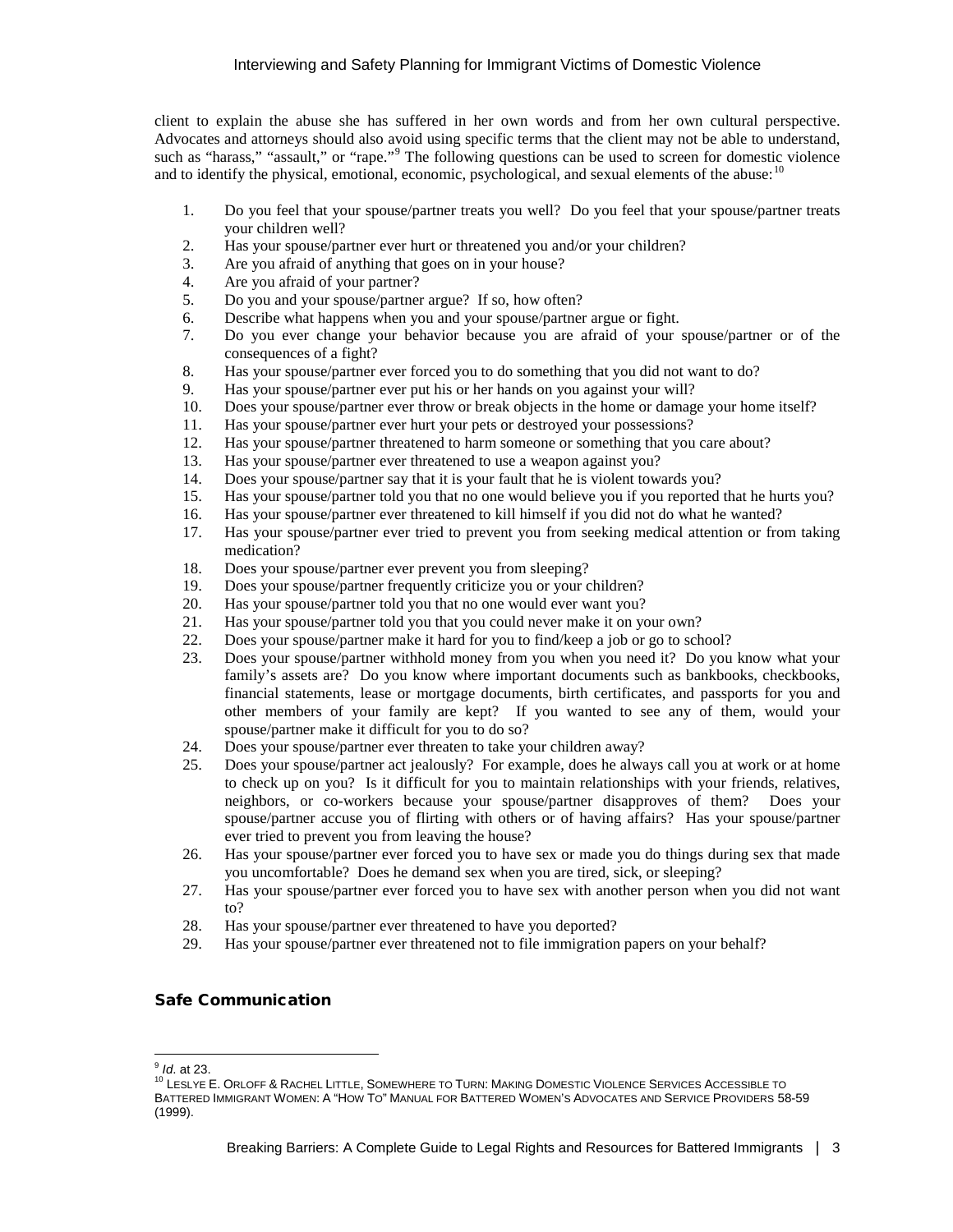client to explain the abuse she has suffered in her own words and from her own cultural perspective. Advocates and attorneys should also avoid using specific terms that the client may not be able to understand, such as "harass," "assault," or "rape."[9] The following questions can be used to screen for domestic violence and to identify the physical, emotional, economic, psychological, and sexual elements of the abuse:[10]

1. Do you feel that your spouse/partner treats you well? Do you feel that your spouse/partner treats your children well?
2. Has your spouse/partner ever hurt or threatened you and/or your children?
3. Are you afraid of anything that goes on in your house?
4. Are you afraid of your partner?
5. Do you and your spouse/partner argue? If so, how often?
6. Describe what happens when you and your spouse/partner argue or fight.
7. Do you ever change your behavior because you are afraid of your spouse/partner or of the consequences of a fight?
8. Has your spouse/partner ever forced you to do something that you did not want to do?
9. Has your spouse/partner ever put his or her hands on you against your will?
10. Does your spouse/partner ever throw or break objects in the home or damage your home itself?
11. Has your spouse/partner ever hurt your pets or destroyed your possessions?
12. Has your spouse/partner threatened to harm someone or something that you care about?
13. Has your spouse/partner ever threatened to use a weapon against you?
14. Does your spouse/partner say that it is your fault that he is violent towards you?
15. Has your spouse/partner told you that no one would believe you if you reported that he hurts you?
16. Has your spouse/partner ever threatened to kill himself if you did not do what he wanted?
17. Has your spouse/partner ever tried to prevent you from seeking medical attention or from taking medication?
18. Does your spouse/partner ever prevent you from sleeping?
19. Does your spouse/partner frequently criticize you or your children?
20. Has your spouse/partner told you that no one would ever want you?
21. Has your spouse/partner told you that you could never make it on your own?
22. Does your spouse/partner make it hard for you to find/keep a job or go to school?
23. Does your spouse/partner withhold money from you when you need it? Do you know what your family's assets are? Do you know where important documents such as bankbooks, checkbooks, financial statements, lease or mortgage documents, birth certificates, and passports for you and other members of your family are kept? If you wanted to see any of them, would your spouse/partner make it difficult for you to do so?
24. Does your spouse/partner ever threaten to take your children away?
25. Does your spouse/partner act jealously? For example, does he always call you at work or at home to check up on you? Is it difficult for you to maintain relationships with your friends, relatives, neighbors, or co-workers because your spouse/partner disapproves of them? Does your spouse/partner accuse you of flirting with others or of having affairs? Has your spouse/partner ever tried to prevent you from leaving the house?
26. Has your spouse/partner ever forced you to have sex or made you do things during sex that made you uncomfortable? Does he demand sex when you are tired, sick, or sleeping?
27. Has your spouse/partner ever forced you to have sex with another person when you did not want to?
28. Has your spouse/partner ever threatened to have you deported?
29. Has your spouse/partner ever threatened not to file immigration papers on your behalf?

## Safe Communication

---

[9] *Id.* at 23.

[10] LESLYE E. ORLOFF & RACHEL LITTLE, SOMEWHERE TO TURN: MAKING DOMESTIC VIOLENCE SERVICES ACCESSIBLE TO BATTERED IMMIGRANT WOMEN: A "HOW TO" MANUAL FOR BATTERED WOMEN'S ADVOCATES AND SERVICE PROVIDERS 58-59 (1999).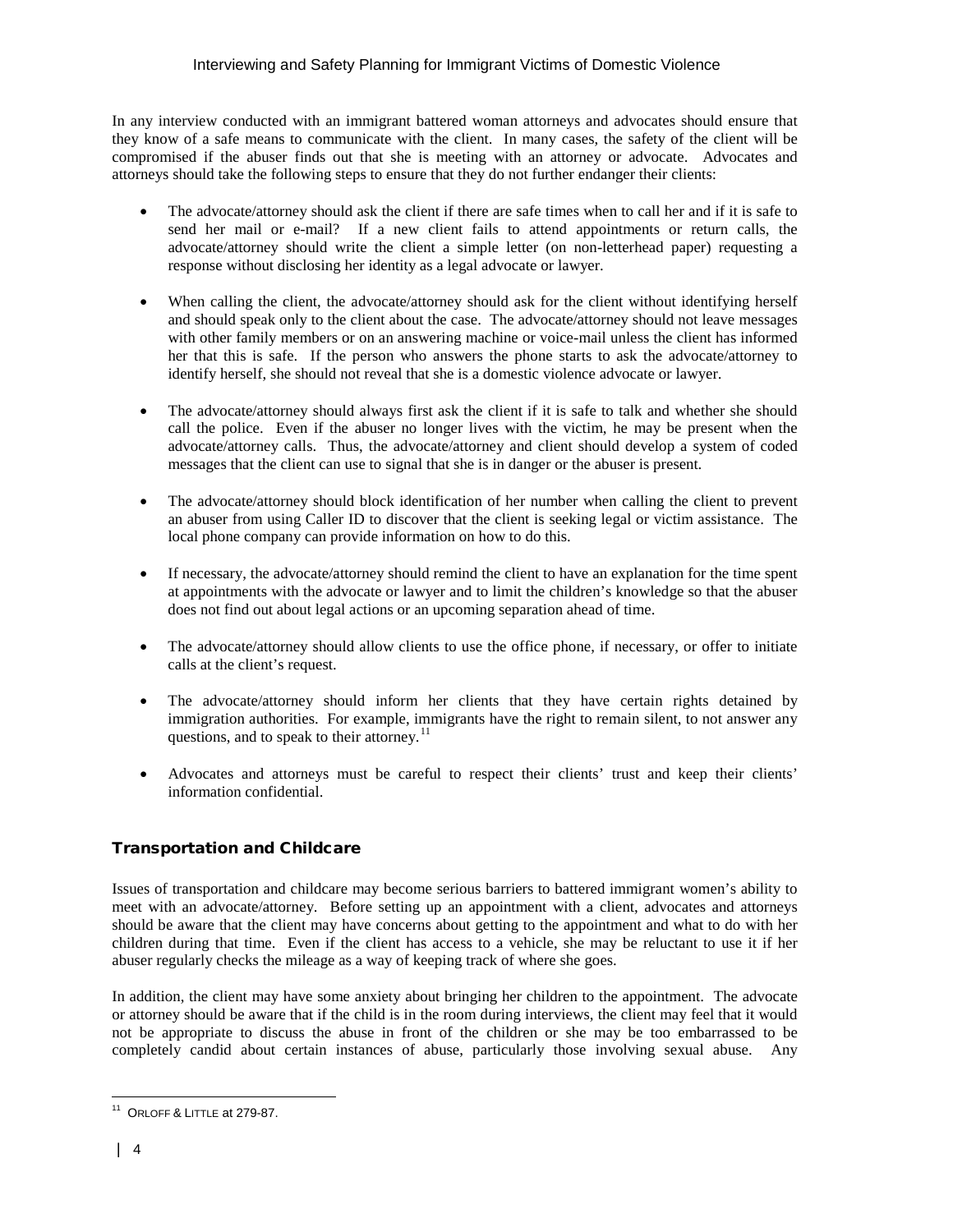In any interview conducted with an immigrant battered woman attorneys and advocates should ensure that they know of a safe means to communicate with the client. In many cases, the safety of the client will be compromised if the abuser finds out that she is meeting with an attorney or advocate. Advocates and attorneys should take the following steps to ensure that they do not further endanger their clients:

- The advocate/attorney should ask the client if there are safe times when to call her and if it is safe to send her mail or e-mail? If a new client fails to attend appointments or return calls, the advocate/attorney should write the client a simple letter (on non-letterhead paper) requesting a response without disclosing her identity as a legal advocate or lawyer.

- When calling the client, the advocate/attorney should ask for the client without identifying herself and should speak only to the client about the case. The advocate/attorney should not leave messages with other family members or on an answering machine or voice-mail unless the client has informed her that this is safe. If the person who answers the phone starts to ask the advocate/attorney to identify herself, she should not reveal that she is a domestic violence advocate or lawyer.

- The advocate/attorney should always first ask the client if it is safe to talk and whether she should call the police. Even if the abuser no longer lives with the victim, he may be present when the advocate/attorney calls. Thus, the advocate/attorney and client should develop a system of coded messages that the client can use to signal that she is in danger or the abuser is present.

- The advocate/attorney should block identification of her number when calling the client to prevent an abuser from using Caller ID to discover that the client is seeking legal or victim assistance. The local phone company can provide information on how to do this.

- If necessary, the advocate/attorney should remind the client to have an explanation for the time spent at appointments with the advocate or lawyer and to limit the children's knowledge so that the abuser does not find out about legal actions or an upcoming separation ahead of time.

- The advocate/attorney should allow clients to use the office phone, if necessary, or offer to initiate calls at the client's request.

- The advocate/attorney should inform her clients that they have certain rights detained by immigration authorities. For example, immigrants have the right to remain silent, to not answer any questions, and to speak to their attorney.[11]

- Advocates and attorneys must be careful to respect their clients' trust and keep their clients' information confidential.

## Transportation and Childcare

Issues of transportation and childcare may become serious barriers to battered immigrant women's ability to meet with an advocate/attorney. Before setting up an appointment with a client, advocates and attorneys should be aware that the client may have concerns about getting to the appointment and what to do with her children during that time. Even if the client has access to a vehicle, she may be reluctant to use it if her abuser regularly checks the mileage as a way of keeping track of where she goes.

In addition, the client may have some anxiety about bringing her children to the appointment. The advocate or attorney should be aware that if the child is in the room during interviews, the client may feel that it would not be appropriate to discuss the abuse in front of the children or she may be too embarrassed to be completely candid about certain instances of abuse, particularly those involving sexual abuse. Any

[11] ORLOFF & LITTLE at 279-87.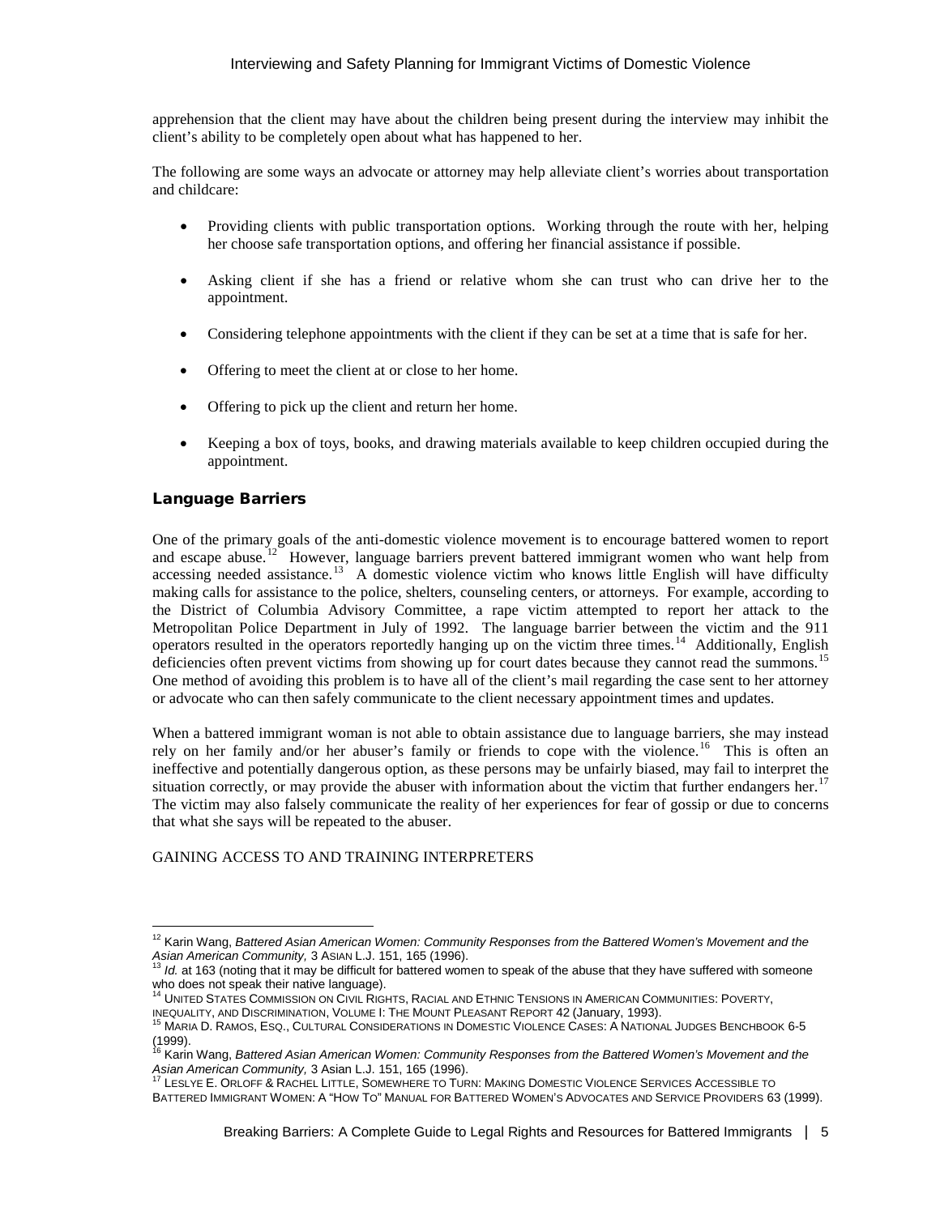apprehension that the client may have about the children being present during the interview may inhibit the client's ability to be completely open about what has happened to her.

The following are some ways an advocate or attorney may help alleviate client's worries about transportation and childcare:

- Providing clients with public transportation options. Working through the route with her, helping her choose safe transportation options, and offering her financial assistance if possible.
- Asking client if she has a friend or relative whom she can trust who can drive her to the appointment.
- Considering telephone appointments with the client if they can be set at a time that is safe for her.
- Offering to meet the client at or close to her home.
- Offering to pick up the client and return her home.
- Keeping a box of toys, books, and drawing materials available to keep children occupied during the appointment.

### Language Barriers

One of the primary goals of the anti-domestic violence movement is to encourage battered women to report and escape abuse.[12] However, language barriers prevent battered immigrant women who want help from accessing needed assistance.[13] A domestic violence victim who knows little English will have difficulty making calls for assistance to the police, shelters, counseling centers, or attorneys. For example, according to the District of Columbia Advisory Committee, a rape victim attempted to report her attack to the Metropolitan Police Department in July of 1992. The language barrier between the victim and the 911 operators resulted in the operators reportedly hanging up on the victim three times.[14] Additionally, English deficiencies often prevent victims from showing up for court dates because they cannot read the summons.[15] One method of avoiding this problem is to have all of the client's mail regarding the case sent to her attorney or advocate who can then safely communicate to the client necessary appointment times and updates.

When a battered immigrant woman is not able to obtain assistance due to language barriers, she may instead rely on her family and/or her abuser's family or friends to cope with the violence.[16] This is often an ineffective and potentially dangerous option, as these persons may be unfairly biased, may fail to interpret the situation correctly, or may provide the abuser with information about the victim that further endangers her.[17] The victim may also falsely communicate the reality of her experiences for fear of gossip or due to concerns that what she says will be repeated to the abuser.

GAINING ACCESS TO AND TRAINING INTERPRETERS

---

[12] Karin Wang, *Battered Asian American Women: Community Responses from the Battered Women's Movement and the Asian American Community,* 3 ASIAN L.J. 151, 165 (1996).

[13] *Id.* at 163 (noting that it may be difficult for battered women to speak of the abuse that they have suffered with someone who does not speak their native language).

[14] UNITED STATES COMMISSION ON CIVIL RIGHTS, RACIAL AND ETHNIC TENSIONS IN AMERICAN COMMUNITIES: POVERTY, INEQUALITY, AND DISCRIMINATION, VOLUME I: THE MOUNT PLEASANT REPORT 42 (January, 1993).

[15] MARIA D. RAMOS, ESQ., CULTURAL CONSIDERATIONS IN DOMESTIC VIOLENCE CASES: A NATIONAL JUDGES BENCHBOOK 6-5 (1999).

[16] Karin Wang, *Battered Asian American Women: Community Responses from the Battered Women's Movement and the Asian American Community,* 3 Asian L.J. 151, 165 (1996).

[17] LESLYE E. ORLOFF & RACHEL LITTLE, SOMEWHERE TO TURN: MAKING DOMESTIC VIOLENCE SERVICES ACCESSIBLE TO BATTERED IMMIGRANT WOMEN: A "HOW TO" MANUAL FOR BATTERED WOMEN'S ADVOCATES AND SERVICE PROVIDERS 63 (1999).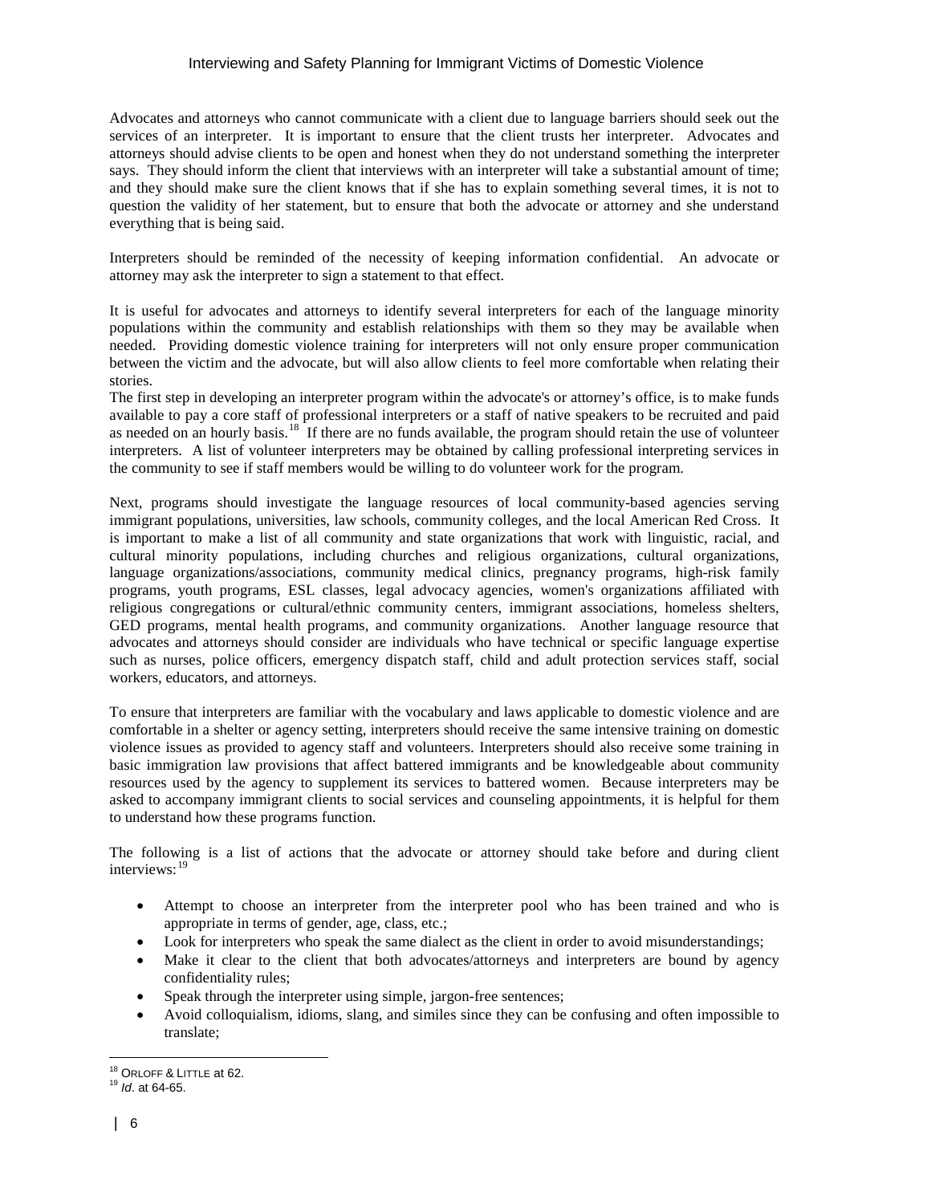Advocates and attorneys who cannot communicate with a client due to language barriers should seek out the services of an interpreter. It is important to ensure that the client trusts her interpreter. Advocates and attorneys should advise clients to be open and honest when they do not understand something the interpreter says. They should inform the client that interviews with an interpreter will take a substantial amount of time; and they should make sure the client knows that if she has to explain something several times, it is not to question the validity of her statement, but to ensure that both the advocate or attorney and she understand everything that is being said.

Interpreters should be reminded of the necessity of keeping information confidential. An advocate or attorney may ask the interpreter to sign a statement to that effect.

It is useful for advocates and attorneys to identify several interpreters for each of the language minority populations within the community and establish relationships with them so they may be available when needed. Providing domestic violence training for interpreters will not only ensure proper communication between the victim and the advocate, but will also allow clients to feel more comfortable when relating their stories.

The first step in developing an interpreter program within the advocate's or attorney's office, is to make funds available to pay a core staff of professional interpreters or a staff of native speakers to be recruited and paid as needed on an hourly basis.[18] If there are no funds available, the program should retain the use of volunteer interpreters. A list of volunteer interpreters may be obtained by calling professional interpreting services in the community to see if staff members would be willing to do volunteer work for the program.

Next, programs should investigate the language resources of local community-based agencies serving immigrant populations, universities, law schools, community colleges, and the local American Red Cross. It is important to make a list of all community and state organizations that work with linguistic, racial, and cultural minority populations, including churches and religious organizations, cultural organizations, language organizations/associations, community medical clinics, pregnancy programs, high-risk family programs, youth programs, ESL classes, legal advocacy agencies, women's organizations affiliated with religious congregations or cultural/ethnic community centers, immigrant associations, homeless shelters, GED programs, mental health programs, and community organizations. Another language resource that advocates and attorneys should consider are individuals who have technical or specific language expertise such as nurses, police officers, emergency dispatch staff, child and adult protection services staff, social workers, educators, and attorneys.

To ensure that interpreters are familiar with the vocabulary and laws applicable to domestic violence and are comfortable in a shelter or agency setting, interpreters should receive the same intensive training on domestic violence issues as provided to agency staff and volunteers. Interpreters should also receive some training in basic immigration law provisions that affect battered immigrants and be knowledgeable about community resources used by the agency to supplement its services to battered women. Because interpreters may be asked to accompany immigrant clients to social services and counseling appointments, it is helpful for them to understand how these programs function.

The following is a list of actions that the advocate or attorney should take before and during client interviews:[19]

- Attempt to choose an interpreter from the interpreter pool who has been trained and who is appropriate in terms of gender, age, class, etc.;
- Look for interpreters who speak the same dialect as the client in order to avoid misunderstandings;
- Make it clear to the client that both advocates/attorneys and interpreters are bound by agency confidentiality rules;
- Speak through the interpreter using simple, jargon-free sentences;
- Avoid colloquialism, idioms, slang, and similes since they can be confusing and often impossible to translate;

---

[18] ORLOFF & LITTLE at 62.

[19] *Id*. at 64-65.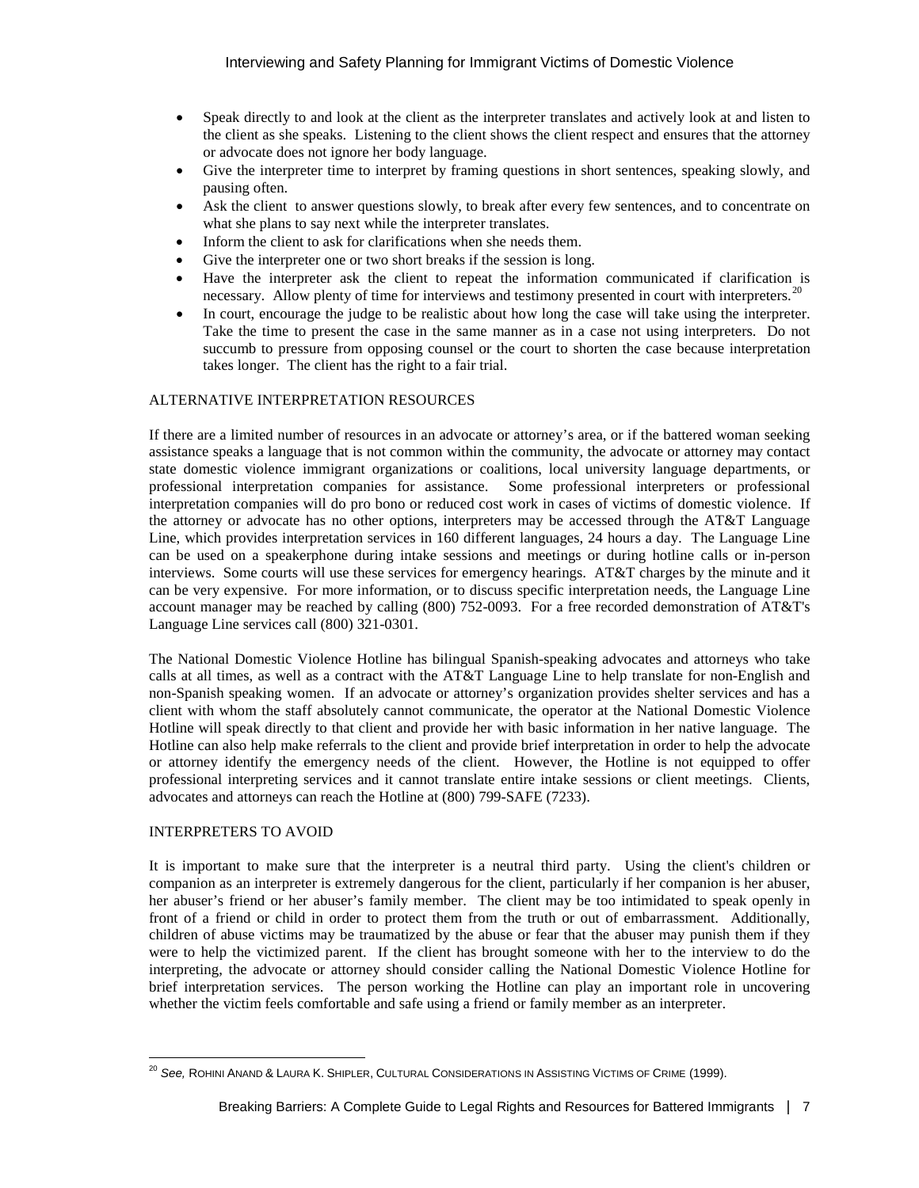- Speak directly to and look at the client as the interpreter translates and actively look at and listen to the client as she speaks. Listening to the client shows the client respect and ensures that the attorney or advocate does not ignore her body language.
- Give the interpreter time to interpret by framing questions in short sentences, speaking slowly, and pausing often.
- Ask the client to answer questions slowly, to break after every few sentences, and to concentrate on what she plans to say next while the interpreter translates.
- Inform the client to ask for clarifications when she needs them.
- Give the interpreter one or two short breaks if the session is long.
- Have the interpreter ask the client to repeat the information communicated if clarification is necessary. Allow plenty of time for interviews and testimony presented in court with interpreters.[20]
- In court, encourage the judge to be realistic about how long the case will take using the interpreter. Take the time to present the case in the same manner as in a case not using interpreters. Do not succumb to pressure from opposing counsel or the court to shorten the case because interpretation takes longer. The client has the right to a fair trial.

## ALTERNATIVE INTERPRETATION RESOURCES

If there are a limited number of resources in an advocate or attorney's area, or if the battered woman seeking assistance speaks a language that is not common within the community, the advocate or attorney may contact state domestic violence immigrant organizations or coalitions, local university language departments, or professional interpretation companies for assistance. Some professional interpreters or professional interpretation companies will do pro bono or reduced cost work in cases of victims of domestic violence. If the attorney or advocate has no other options, interpreters may be accessed through the AT&T Language Line, which provides interpretation services in 160 different languages, 24 hours a day. The Language Line can be used on a speakerphone during intake sessions and meetings or during hotline calls or in-person interviews. Some courts will use these services for emergency hearings. AT&T charges by the minute and it can be very expensive. For more information, or to discuss specific interpretation needs, the Language Line account manager may be reached by calling (800) 752-0093. For a free recorded demonstration of AT&T's Language Line services call (800) 321-0301.

The National Domestic Violence Hotline has bilingual Spanish-speaking advocates and attorneys who take calls at all times, as well as a contract with the AT&T Language Line to help translate for non-English and non-Spanish speaking women. If an advocate or attorney's organization provides shelter services and has a client with whom the staff absolutely cannot communicate, the operator at the National Domestic Violence Hotline will speak directly to that client and provide her with basic information in her native language. The Hotline can also help make referrals to the client and provide brief interpretation in order to help the advocate or attorney identify the emergency needs of the client. However, the Hotline is not equipped to offer professional interpreting services and it cannot translate entire intake sessions or client meetings. Clients, advocates and attorneys can reach the Hotline at (800) 799-SAFE (7233).

## INTERPRETERS TO AVOID

It is important to make sure that the interpreter is a neutral third party. Using the client's children or companion as an interpreter is extremely dangerous for the client, particularly if her companion is her abuser, her abuser's friend or her abuser's family member. The client may be too intimidated to speak openly in front of a friend or child in order to protect them from the truth or out of embarrassment. Additionally, children of abuse victims may be traumatized by the abuse or fear that the abuser may punish them if they were to help the victimized parent. If the client has brought someone with her to the interview to do the interpreting, the advocate or attorney should consider calling the National Domestic Violence Hotline for brief interpretation services. The person working the Hotline can play an important role in uncovering whether the victim feels comfortable and safe using a friend or family member as an interpreter.

---

[20] *See,* ROHINI ANAND & LAURA K. SHIPLER, CULTURAL CONSIDERATIONS IN ASSISTING VICTIMS OF CRIME (1999).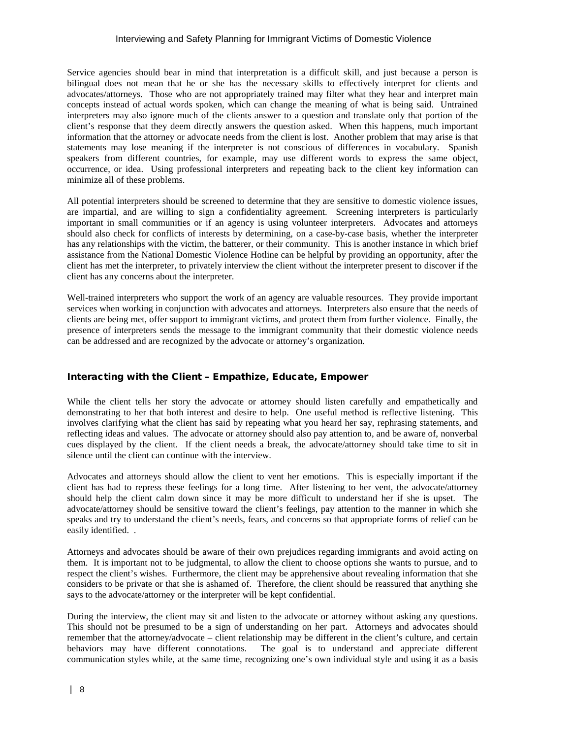Service agencies should bear in mind that interpretation is a difficult skill, and just because a person is bilingual does not mean that he or she has the necessary skills to effectively interpret for clients and advocates/attorneys. Those who are not appropriately trained may filter what they hear and interpret main concepts instead of actual words spoken, which can change the meaning of what is being said. Untrained interpreters may also ignore much of the clients answer to a question and translate only that portion of the client's response that they deem directly answers the question asked. When this happens, much important information that the attorney or advocate needs from the client is lost. Another problem that may arise is that statements may lose meaning if the interpreter is not conscious of differences in vocabulary. Spanish speakers from different countries, for example, may use different words to express the same object, occurrence, or idea. Using professional interpreters and repeating back to the client key information can minimize all of these problems.

All potential interpreters should be screened to determine that they are sensitive to domestic violence issues, are impartial, and are willing to sign a confidentiality agreement. Screening interpreters is particularly important in small communities or if an agency is using volunteer interpreters. Advocates and attorneys should also check for conflicts of interests by determining, on a case-by-case basis, whether the interpreter has any relationships with the victim, the batterer, or their community. This is another instance in which brief assistance from the National Domestic Violence Hotline can be helpful by providing an opportunity, after the client has met the interpreter, to privately interview the client without the interpreter present to discover if the client has any concerns about the interpreter.

Well-trained interpreters who support the work of an agency are valuable resources. They provide important services when working in conjunction with advocates and attorneys. Interpreters also ensure that the needs of clients are being met, offer support to immigrant victims, and protect them from further violence. Finally, the presence of interpreters sends the message to the immigrant community that their domestic violence needs can be addressed and are recognized by the advocate or attorney's organization.

## Interacting with the Client – Empathize, Educate, Empower

While the client tells her story the advocate or attorney should listen carefully and empathetically and demonstrating to her that both interest and desire to help. One useful method is reflective listening. This involves clarifying what the client has said by repeating what you heard her say, rephrasing statements, and reflecting ideas and values. The advocate or attorney should also pay attention to, and be aware of, nonverbal cues displayed by the client. If the client needs a break, the advocate/attorney should take time to sit in silence until the client can continue with the interview.

Advocates and attorneys should allow the client to vent her emotions. This is especially important if the client has had to repress these feelings for a long time. After listening to her vent, the advocate/attorney should help the client calm down since it may be more difficult to understand her if she is upset. The advocate/attorney should be sensitive toward the client's feelings, pay attention to the manner in which she speaks and try to understand the client's needs, fears, and concerns so that appropriate forms of relief can be easily identified. .

Attorneys and advocates should be aware of their own prejudices regarding immigrants and avoid acting on them. It is important not to be judgmental, to allow the client to choose options she wants to pursue, and to respect the client's wishes. Furthermore, the client may be apprehensive about revealing information that she considers to be private or that she is ashamed of. Therefore, the client should be reassured that anything she says to the advocate/attorney or the interpreter will be kept confidential.

During the interview, the client may sit and listen to the advocate or attorney without asking any questions. This should not be presumed to be a sign of understanding on her part. Attorneys and advocates should remember that the attorney/advocate – client relationship may be different in the client's culture, and certain behaviors may have different connotations. The goal is to understand and appreciate different communication styles while, at the same time, recognizing one's own individual style and using it as a basis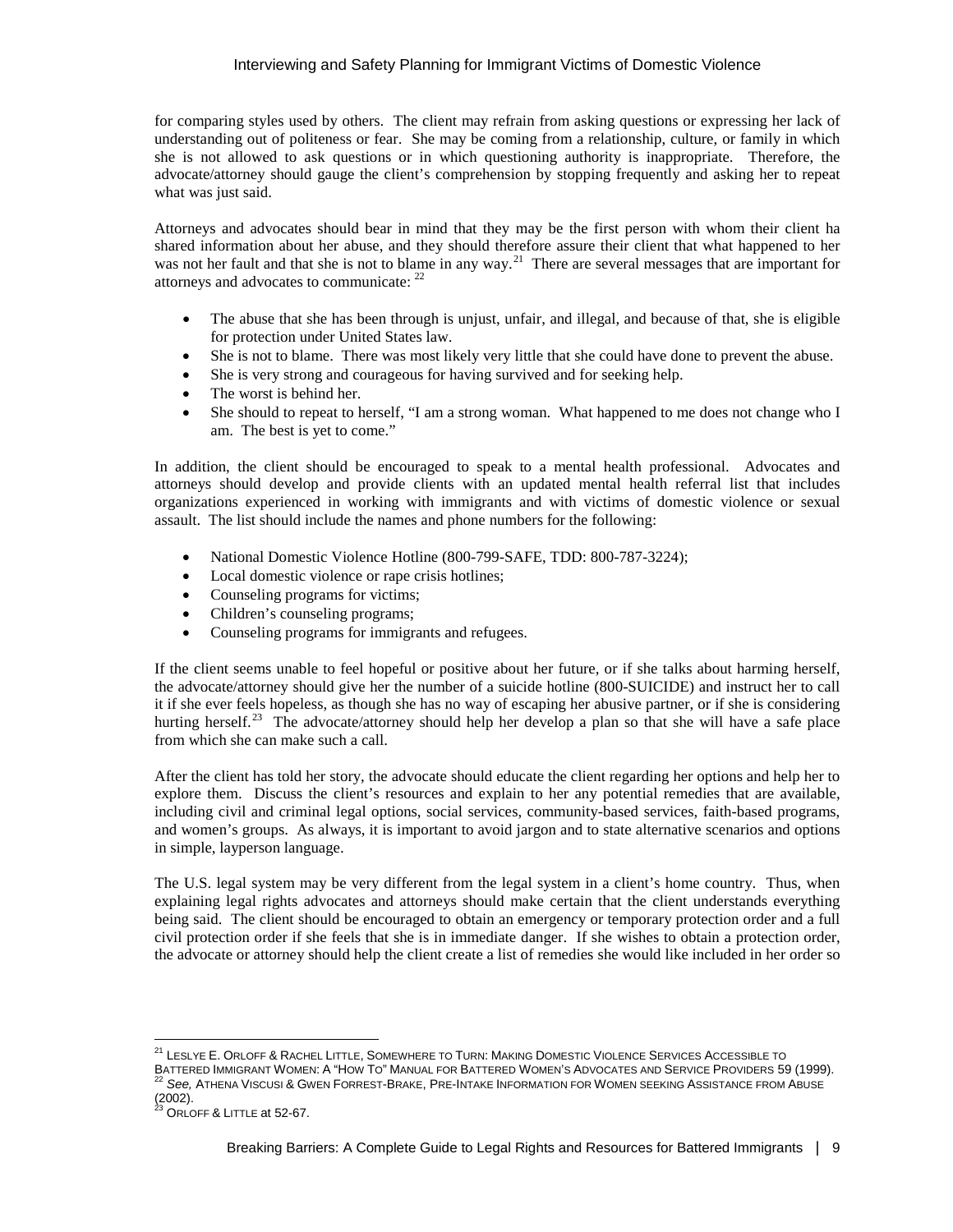for comparing styles used by others. The client may refrain from asking questions or expressing her lack of understanding out of politeness or fear. She may be coming from a relationship, culture, or family in which she is not allowed to ask questions or in which questioning authority is inappropriate. Therefore, the advocate/attorney should gauge the client's comprehension by stopping frequently and asking her to repeat what was just said.

Attorneys and advocates should bear in mind that they may be the first person with whom their client ha shared information about her abuse, and they should therefore assure their client that what happened to her was not her fault and that she is not to blame in any way.[21] There are several messages that are important for attorneys and advocates to communicate: [22]

- The abuse that she has been through is unjust, unfair, and illegal, and because of that, she is eligible for protection under United States law.
- She is not to blame. There was most likely very little that she could have done to prevent the abuse.
- She is very strong and courageous for having survived and for seeking help.
- The worst is behind her.
- She should to repeat to herself, "I am a strong woman. What happened to me does not change who I am. The best is yet to come."

In addition, the client should be encouraged to speak to a mental health professional. Advocates and attorneys should develop and provide clients with an updated mental health referral list that includes organizations experienced in working with immigrants and with victims of domestic violence or sexual assault. The list should include the names and phone numbers for the following:

- National Domestic Violence Hotline (800-799-SAFE, TDD: 800-787-3224);
- Local domestic violence or rape crisis hotlines;
- Counseling programs for victims;
- Children's counseling programs;
- Counseling programs for immigrants and refugees.

If the client seems unable to feel hopeful or positive about her future, or if she talks about harming herself, the advocate/attorney should give her the number of a suicide hotline (800-SUICIDE) and instruct her to call it if she ever feels hopeless, as though she has no way of escaping her abusive partner, or if she is considering hurting herself.[23] The advocate/attorney should help her develop a plan so that she will have a safe place from which she can make such a call.

After the client has told her story, the advocate should educate the client regarding her options and help her to explore them. Discuss the client's resources and explain to her any potential remedies that are available, including civil and criminal legal options, social services, community-based services, faith-based programs, and women's groups. As always, it is important to avoid jargon and to state alternative scenarios and options in simple, layperson language.

The U.S. legal system may be very different from the legal system in a client's home country. Thus, when explaining legal rights advocates and attorneys should make certain that the client understands everything being said. The client should be encouraged to obtain an emergency or temporary protection order and a full civil protection order if she feels that she is in immediate danger. If she wishes to obtain a protection order, the advocate or attorney should help the client create a list of remedies she would like included in her order so

---

[21] Leslye E. Orloff & Rachel Little, Somewhere to Turn: Making Domestic Violence Services Accessible to Battered Immigrant Women: A "How To" Manual for Battered Women's Advocates and Service Providers 59 (1999).

[22] *See,* Athena Viscusi & Gwen Forrest-Brake, Pre-Intake Information for Women seeking Assistance from Abuse (2002).

[23] Orloff & Little at 52-67.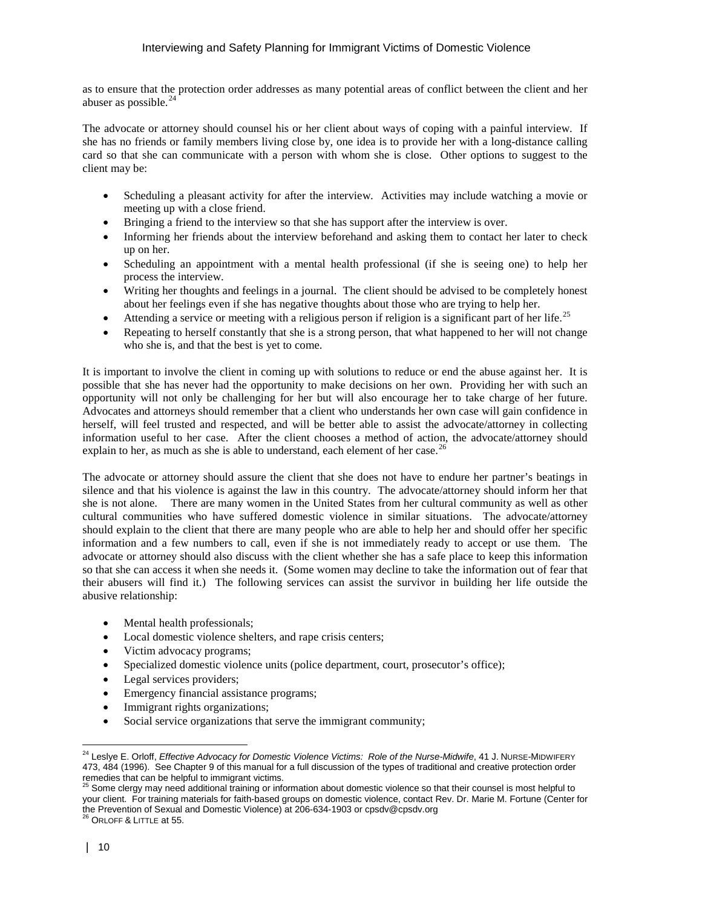as to ensure that the protection order addresses as many potential areas of conflict between the client and her abuser as possible.[24]

The advocate or attorney should counsel his or her client about ways of coping with a painful interview. If she has no friends or family members living close by, one idea is to provide her with a long-distance calling card so that she can communicate with a person with whom she is close. Other options to suggest to the client may be:

- Scheduling a pleasant activity for after the interview. Activities may include watching a movie or meeting up with a close friend.
- Bringing a friend to the interview so that she has support after the interview is over.
- Informing her friends about the interview beforehand and asking them to contact her later to check up on her.
- Scheduling an appointment with a mental health professional (if she is seeing one) to help her process the interview.
- Writing her thoughts and feelings in a journal. The client should be advised to be completely honest about her feelings even if she has negative thoughts about those who are trying to help her.
- Attending a service or meeting with a religious person if religion is a significant part of her life.[25]
- Repeating to herself constantly that she is a strong person, that what happened to her will not change who she is, and that the best is yet to come.

It is important to involve the client in coming up with solutions to reduce or end the abuse against her. It is possible that she has never had the opportunity to make decisions on her own. Providing her with such an opportunity will not only be challenging for her but will also encourage her to take charge of her future. Advocates and attorneys should remember that a client who understands her own case will gain confidence in herself, will feel trusted and respected, and will be better able to assist the advocate/attorney in collecting information useful to her case. After the client chooses a method of action, the advocate/attorney should explain to her, as much as she is able to understand, each element of her case.[26]

The advocate or attorney should assure the client that she does not have to endure her partner's beatings in silence and that his violence is against the law in this country. The advocate/attorney should inform her that she is not alone. There are many women in the United States from her cultural community as well as other cultural communities who have suffered domestic violence in similar situations. The advocate/attorney should explain to the client that there are many people who are able to help her and should offer her specific information and a few numbers to call, even if she is not immediately ready to accept or use them. The advocate or attorney should also discuss with the client whether she has a safe place to keep this information so that she can access it when she needs it. (Some women may decline to take the information out of fear that their abusers will find it.) The following services can assist the survivor in building her life outside the abusive relationship:

- Mental health professionals;
- Local domestic violence shelters, and rape crisis centers;
- Victim advocacy programs;
- Specialized domestic violence units (police department, court, prosecutor's office);
- Legal services providers;
- Emergency financial assistance programs;
- Immigrant rights organizations;
- Social service organizations that serve the immigrant community;

---

[24] Leslye E. Orloff, *Effective Advocacy for Domestic Violence Victims: Role of the Nurse-Midwife*, 41 J. NURSE-MIDWIFERY 473, 484 (1996). See Chapter 9 of this manual for a full discussion of the types of traditional and creative protection order remedies that can be helpful to immigrant victims.

[25] Some clergy may need additional training or information about domestic violence so that their counsel is most helpful to your client. For training materials for faith-based groups on domestic violence, contact Rev. Dr. Marie M. Fortune (Center for the Prevention of Sexual and Domestic Violence) at 206-634-1903 or cpsdv@cpsdv.org

[26] ORLOFF & LITTLE at 55.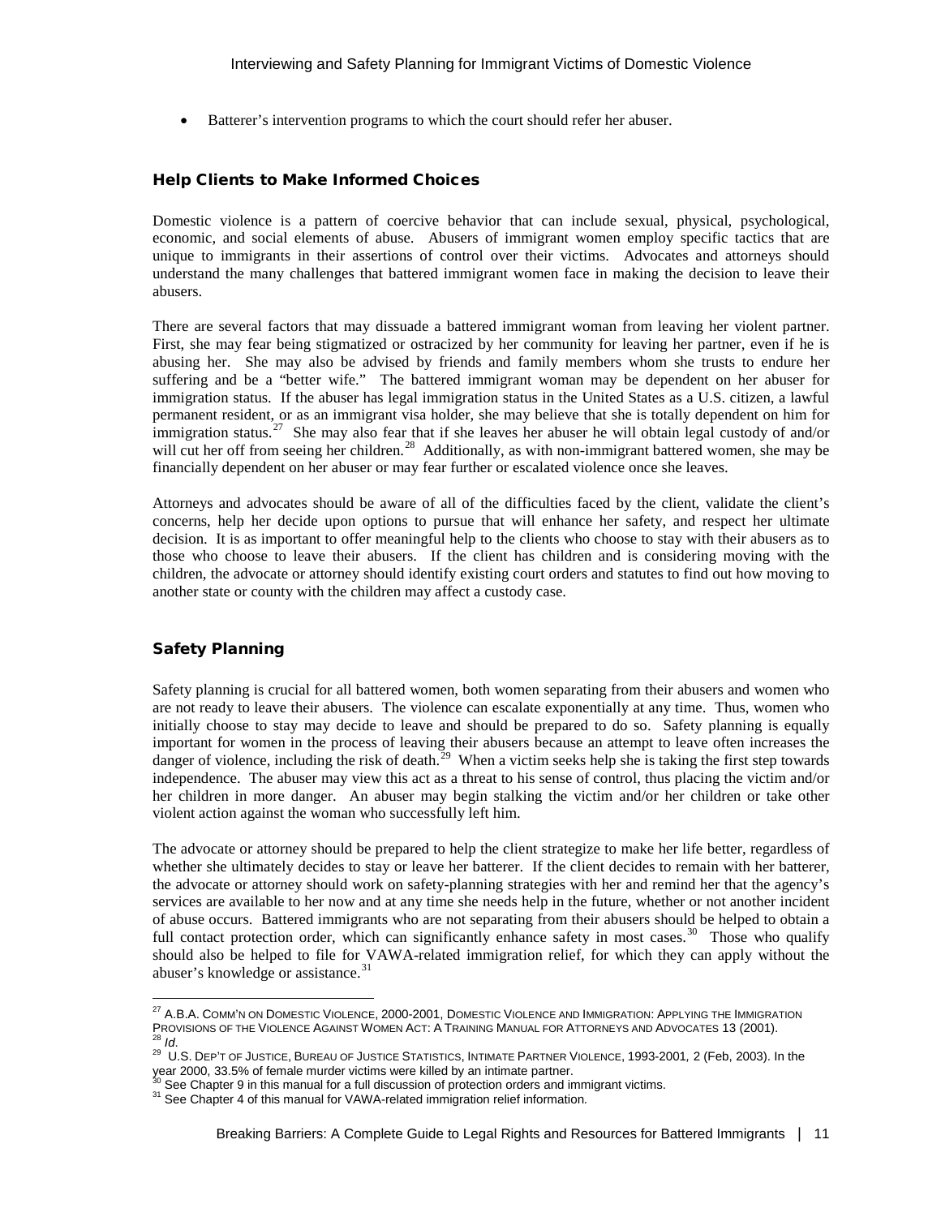- Batterer's intervention programs to which the court should refer her abuser.

## Help Clients to Make Informed Choices

Domestic violence is a pattern of coercive behavior that can include sexual, physical, psychological, economic, and social elements of abuse. Abusers of immigrant women employ specific tactics that are unique to immigrants in their assertions of control over their victims. Advocates and attorneys should understand the many challenges that battered immigrant women face in making the decision to leave their abusers.

There are several factors that may dissuade a battered immigrant woman from leaving her violent partner. First, she may fear being stigmatized or ostracized by her community for leaving her partner, even if he is abusing her. She may also be advised by friends and family members whom she trusts to endure her suffering and be a "better wife." The battered immigrant woman may be dependent on her abuser for immigration status. If the abuser has legal immigration status in the United States as a U.S. citizen, a lawful permanent resident, or as an immigrant visa holder, she may believe that she is totally dependent on him for immigration status.[27] She may also fear that if she leaves her abuser he will obtain legal custody of and/or will cut her off from seeing her children.[28] Additionally, as with non-immigrant battered women, she may be financially dependent on her abuser or may fear further or escalated violence once she leaves.

Attorneys and advocates should be aware of all of the difficulties faced by the client, validate the client's concerns, help her decide upon options to pursue that will enhance her safety, and respect her ultimate decision. It is as important to offer meaningful help to the clients who choose to stay with their abusers as to those who choose to leave their abusers. If the client has children and is considering moving with the children, the advocate or attorney should identify existing court orders and statutes to find out how moving to another state or county with the children may affect a custody case.

## Safety Planning

Safety planning is crucial for all battered women, both women separating from their abusers and women who are not ready to leave their abusers. The violence can escalate exponentially at any time. Thus, women who initially choose to stay may decide to leave and should be prepared to do so. Safety planning is equally important for women in the process of leaving their abusers because an attempt to leave often increases the danger of violence, including the risk of death.[29] When a victim seeks help she is taking the first step towards independence. The abuser may view this act as a threat to his sense of control, thus placing the victim and/or her children in more danger. An abuser may begin stalking the victim and/or her children or take other violent action against the woman who successfully left him.

The advocate or attorney should be prepared to help the client strategize to make her life better, regardless of whether she ultimately decides to stay or leave her batterer. If the client decides to remain with her batterer, the advocate or attorney should work on safety-planning strategies with her and remind her that the agency's services are available to her now and at any time she needs help in the future, whether or not another incident of abuse occurs. Battered immigrants who are not separating from their abusers should be helped to obtain a full contact protection order, which can significantly enhance safety in most cases.[30] Those who qualify should also be helped to file for VAWA-related immigration relief, for which they can apply without the abuser's knowledge or assistance.[31]

---

[27] A.B.A. Comm'n on Domestic Violence, 2000-2001, Domestic Violence and Immigration: Applying the Immigration Provisions of the Violence Against Women Act: A Training Manual for Attorneys and Advocates 13 (2001).
[28] *Id.*
[29] U.S. Dep't of Justice, Bureau of Justice Statistics, Intimate Partner Violence, 1993-2001, 2 (Feb, 2003). In the year 2000, 33.5% of female murder victims were killed by an intimate partner.
[30] See Chapter 9 in this manual for a full discussion of protection orders and immigrant victims.
[31] See Chapter 4 of this manual for VAWA-related immigration relief information.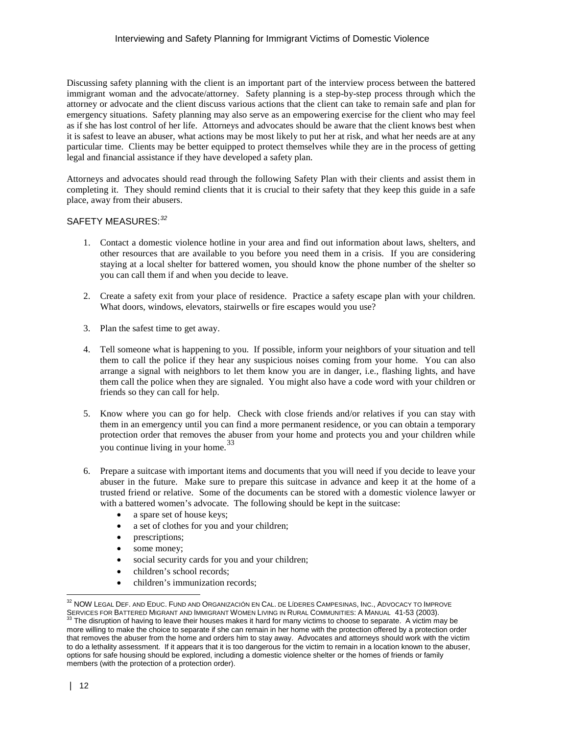Discussing safety planning with the client is an important part of the interview process between the battered immigrant woman and the advocate/attorney. Safety planning is a step-by-step process through which the attorney or advocate and the client discuss various actions that the client can take to remain safe and plan for emergency situations. Safety planning may also serve as an empowering exercise for the client who may feel as if she has lost control of her life. Attorneys and advocates should be aware that the client knows best when it is safest to leave an abuser, what actions may be most likely to put her at risk, and what her needs are at any particular time. Clients may be better equipped to protect themselves while they are in the process of getting legal and financial assistance if they have developed a safety plan.

Attorneys and advocates should read through the following Safety Plan with their clients and assist them in completing it. They should remind clients that it is crucial to their safety that they keep this guide in a safe place, away from their abusers.

## SAFETY MEASURES:[32]

1. Contact a domestic violence hotline in your area and find out information about laws, shelters, and other resources that are available to you before you need them in a crisis. If you are considering staying at a local shelter for battered women, you should know the phone number of the shelter so you can call them if and when you decide to leave.

2. Create a safety exit from your place of residence. Practice a safety escape plan with your children. What doors, windows, elevators, stairwells or fire escapes would you use?

3. Plan the safest time to get away.

4. Tell someone what is happening to you. If possible, inform your neighbors of your situation and tell them to call the police if they hear any suspicious noises coming from your home. You can also arrange a signal with neighbors to let them know you are in danger, i.e., flashing lights, and have them call the police when they are signaled. You might also have a code word with your children or friends so they can call for help.

5. Know where you can go for help. Check with close friends and/or relatives if you can stay with them in an emergency until you can find a more permanent residence, or you can obtain a temporary protection order that removes the abuser from your home and protects you and your children while you continue living in your home.[33]

6. Prepare a suitcase with important items and documents that you will need if you decide to leave your abuser in the future. Make sure to prepare this suitcase in advance and keep it at the home of a trusted friend or relative. Some of the documents can be stored with a domestic violence lawyer or with a battered women's advocate. The following should be kept in the suitcase:
   - a spare set of house keys;
   - a set of clothes for you and your children;
   - prescriptions;
   - some money;
   - social security cards for you and your children;
   - children's school records;
   - children's immunization records;

---

[32] NOW Legal Def. and Educ. Fund and Organización en Cal. de Líderes Campesinas, Inc., Advocacy to Improve Services for Battered Migrant and Immigrant Women Living in Rural Communities: A Manual 41-53 (2003).

[33] The disruption of having to leave their houses makes it hard for many victims to choose to separate. A victim may be more willing to make the choice to separate if she can remain in her home with the protection offered by a protection order that removes the abuser from the home and orders him to stay away. Advocates and attorneys should work with the victim to do a lethality assessment. If it appears that it is too dangerous for the victim to remain in a location known to the abuser, options for safe housing should be explored, including a domestic violence shelter or the homes of friends or family members (with the protection of a protection order).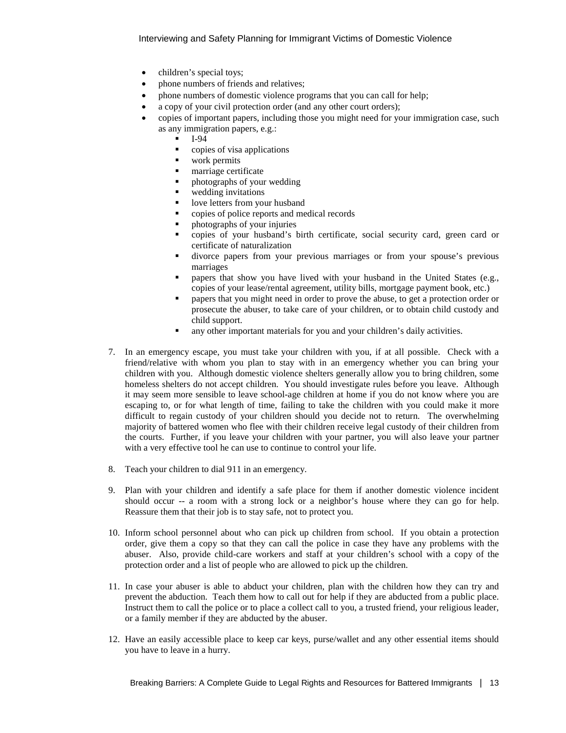- children's special toys;
- phone numbers of friends and relatives;
- phone numbers of domestic violence programs that you can call for help;
- a copy of your civil protection order (and any other court orders);
- copies of important papers, including those you might need for your immigration case, such as any immigration papers, e.g.:
  - I-94
  - copies of visa applications
  - work permits
  - marriage certificate
  - photographs of your wedding
  - wedding invitations
  - love letters from your husband
  - copies of police reports and medical records
  - photographs of your injuries
  - copies of your husband's birth certificate, social security card, green card or certificate of naturalization
  - divorce papers from your previous marriages or from your spouse's previous marriages
  - papers that show you have lived with your husband in the United States (e.g., copies of your lease/rental agreement, utility bills, mortgage payment book, etc.)
  - papers that you might need in order to prove the abuse, to get a protection order or prosecute the abuser, to take care of your children, or to obtain child custody and child support.
  - any other important materials for you and your children's daily activities.

7. In an emergency escape, you must take your children with you, if at all possible. Check with a friend/relative with whom you plan to stay with in an emergency whether you can bring your children with you. Although domestic violence shelters generally allow you to bring children, some homeless shelters do not accept children. You should investigate rules before you leave. Although it may seem more sensible to leave school-age children at home if you do not know where you are escaping to, or for what length of time, failing to take the children with you could make it more difficult to regain custody of your children should you decide not to return. The overwhelming majority of battered women who flee with their children receive legal custody of their children from the courts. Further, if you leave your children with your partner, you will also leave your partner with a very effective tool he can use to continue to control your life.

8. Teach your children to dial 911 in an emergency.

9. Plan with your children and identify a safe place for them if another domestic violence incident should occur -- a room with a strong lock or a neighbor's house where they can go for help. Reassure them that their job is to stay safe, not to protect you.

10. Inform school personnel about who can pick up children from school. If you obtain a protection order, give them a copy so that they can call the police in case they have any problems with the abuser. Also, provide child-care workers and staff at your children's school with a copy of the protection order and a list of people who are allowed to pick up the children.

11. In case your abuser is able to abduct your children, plan with the children how they can try and prevent the abduction. Teach them how to call out for help if they are abducted from a public place. Instruct them to call the police or to place a collect call to you, a trusted friend, your religious leader, or a family member if they are abducted by the abuser.

12. Have an easily accessible place to keep car keys, purse/wallet and any other essential items should you have to leave in a hurry.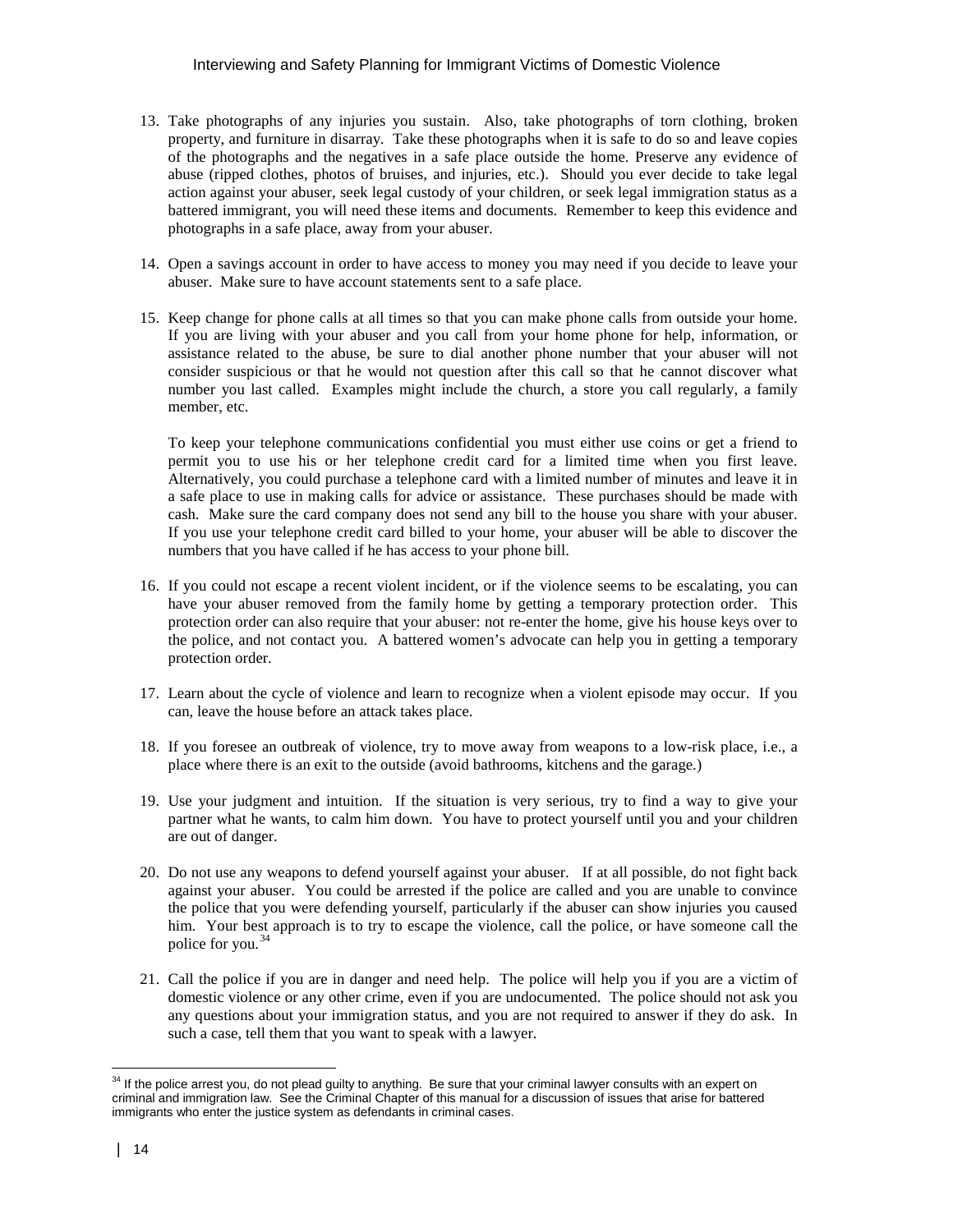13. Take photographs of any injuries you sustain. Also, take photographs of torn clothing, broken property, and furniture in disarray. Take these photographs when it is safe to do so and leave copies of the photographs and the negatives in a safe place outside the home. Preserve any evidence of abuse (ripped clothes, photos of bruises, and injuries, etc.). Should you ever decide to take legal action against your abuser, seek legal custody of your children, or seek legal immigration status as a battered immigrant, you will need these items and documents. Remember to keep this evidence and photographs in a safe place, away from your abuser.

14. Open a savings account in order to have access to money you may need if you decide to leave your abuser. Make sure to have account statements sent to a safe place.

15. Keep change for phone calls at all times so that you can make phone calls from outside your home. If you are living with your abuser and you call from your home phone for help, information, or assistance related to the abuse, be sure to dial another phone number that your abuser will not consider suspicious or that he would not question after this call so that he cannot discover what number you last called. Examples might include the church, a store you call regularly, a family member, etc.

    To keep your telephone communications confidential you must either use coins or get a friend to permit you to use his or her telephone credit card for a limited time when you first leave. Alternatively, you could purchase a telephone card with a limited number of minutes and leave it in a safe place to use in making calls for advice or assistance. These purchases should be made with cash. Make sure the card company does not send any bill to the house you share with your abuser. If you use your telephone credit card billed to your home, your abuser will be able to discover the numbers that you have called if he has access to your phone bill.

16. If you could not escape a recent violent incident, or if the violence seems to be escalating, you can have your abuser removed from the family home by getting a temporary protection order. This protection order can also require that your abuser: not re-enter the home, give his house keys over to the police, and not contact you. A battered women's advocate can help you in getting a temporary protection order.

17. Learn about the cycle of violence and learn to recognize when a violent episode may occur. If you can, leave the house before an attack takes place.

18. If you foresee an outbreak of violence, try to move away from weapons to a low-risk place, i.e., a place where there is an exit to the outside (avoid bathrooms, kitchens and the garage.)

19. Use your judgment and intuition. If the situation is very serious, try to find a way to give your partner what he wants, to calm him down. You have to protect yourself until you and your children are out of danger.

20. Do not use any weapons to defend yourself against your abuser. If at all possible, do not fight back against your abuser. You could be arrested if the police are called and you are unable to convince the police that you were defending yourself, particularly if the abuser can show injuries you caused him. Your best approach is to try to escape the violence, call the police, or have someone call the police for you.[34]

21. Call the police if you are in danger and need help. The police will help you if you are a victim of domestic violence or any other crime, even if you are undocumented. The police should not ask you any questions about your immigration status, and you are not required to answer if they do ask. In such a case, tell them that you want to speak with a lawyer.

---

[34] If the police arrest you, do not plead guilty to anything. Be sure that your criminal lawyer consults with an expert on criminal and immigration law. See the Criminal Chapter of this manual for a discussion of issues that arise for battered immigrants who enter the justice system as defendants in criminal cases.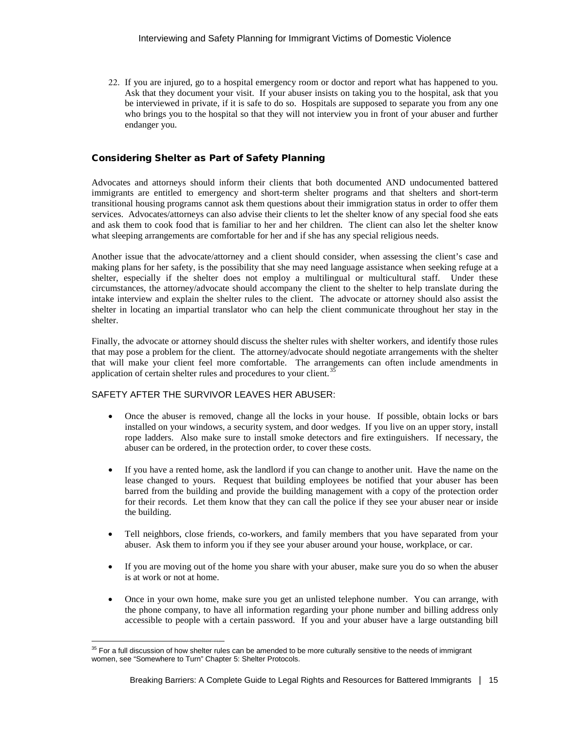22. If you are injured, go to a hospital emergency room or doctor and report what has happened to you. Ask that they document your visit. If your abuser insists on taking you to the hospital, ask that you be interviewed in private, if it is safe to do so. Hospitals are supposed to separate you from any one who brings you to the hospital so that they will not interview you in front of your abuser and further endanger you.

### Considering Shelter as Part of Safety Planning

Advocates and attorneys should inform their clients that both documented AND undocumented battered immigrants are entitled to emergency and short-term shelter programs and that shelters and short-term transitional housing programs cannot ask them questions about their immigration status in order to offer them services. Advocates/attorneys can also advise their clients to let the shelter know of any special food she eats and ask them to cook food that is familiar to her and her children. The client can also let the shelter know what sleeping arrangements are comfortable for her and if she has any special religious needs.

Another issue that the advocate/attorney and a client should consider, when assessing the client's case and making plans for her safety, is the possibility that she may need language assistance when seeking refuge at a shelter, especially if the shelter does not employ a multilingual or multicultural staff. Under these circumstances, the attorney/advocate should accompany the client to the shelter to help translate during the intake interview and explain the shelter rules to the client. The advocate or attorney should also assist the shelter in locating an impartial translator who can help the client communicate throughout her stay in the shelter.

Finally, the advocate or attorney should discuss the shelter rules with shelter workers, and identify those rules that may pose a problem for the client. The attorney/advocate should negotiate arrangements with the shelter that will make your client feel more comfortable. The arrangements can often include amendments in application of certain shelter rules and procedures to your client.[35]

SAFETY AFTER THE SURVIVOR LEAVES HER ABUSER:

- Once the abuser is removed, change all the locks in your house. If possible, obtain locks or bars installed on your windows, a security system, and door wedges. If you live on an upper story, install rope ladders. Also make sure to install smoke detectors and fire extinguishers. If necessary, the abuser can be ordered, in the protection order, to cover these costs.

- If you have a rented home, ask the landlord if you can change to another unit. Have the name on the lease changed to yours. Request that building employees be notified that your abuser has been barred from the building and provide the building management with a copy of the protection order for their records. Let them know that they can call the police if they see your abuser near or inside the building.

- Tell neighbors, close friends, co-workers, and family members that you have separated from your abuser. Ask them to inform you if they see your abuser around your house, workplace, or car.

- If you are moving out of the home you share with your abuser, make sure you do so when the abuser is at work or not at home.

- Once in your own home, make sure you get an unlisted telephone number. You can arrange, with the phone company, to have all information regarding your phone number and billing address only accessible to people with a certain password. If you and your abuser have a large outstanding bill

[35] For a full discussion of how shelter rules can be amended to be more culturally sensitive to the needs of immigrant women, see "Somewhere to Turn" Chapter 5: Shelter Protocols.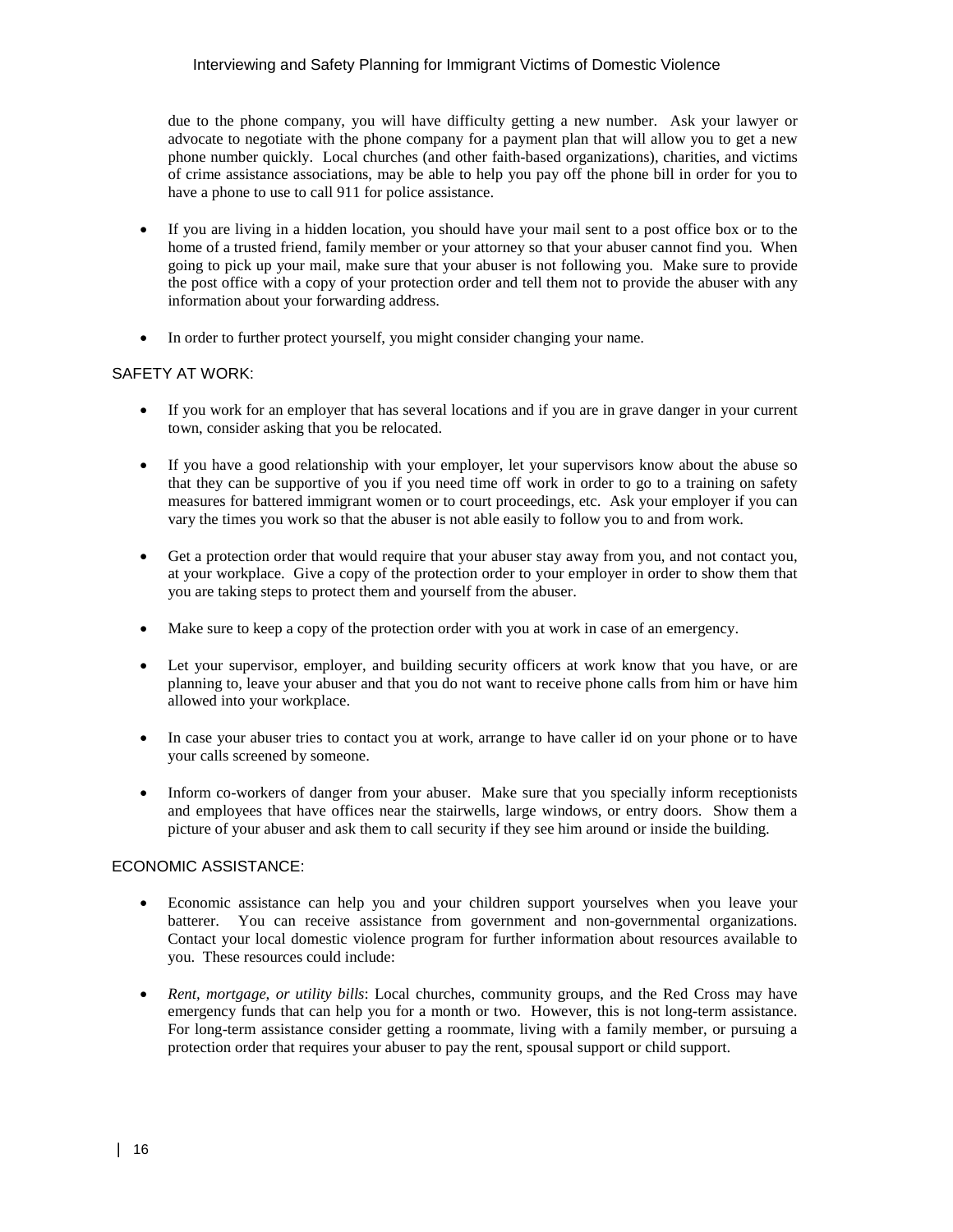due to the phone company, you will have difficulty getting a new number. Ask your lawyer or advocate to negotiate with the phone company for a payment plan that will allow you to get a new phone number quickly. Local churches (and other faith-based organizations), charities, and victims of crime assistance associations, may be able to help you pay off the phone bill in order for you to have a phone to use to call 911 for police assistance.

- If you are living in a hidden location, you should have your mail sent to a post office box or to the home of a trusted friend, family member or your attorney so that your abuser cannot find you. When going to pick up your mail, make sure that your abuser is not following you. Make sure to provide the post office with a copy of your protection order and tell them not to provide the abuser with any information about your forwarding address.

- In order to further protect yourself, you might consider changing your name.

## SAFETY AT WORK:

- If you work for an employer that has several locations and if you are in grave danger in your current town, consider asking that you be relocated.

- If you have a good relationship with your employer, let your supervisors know about the abuse so that they can be supportive of you if you need time off work in order to go to a training on safety measures for battered immigrant women or to court proceedings, etc. Ask your employer if you can vary the times you work so that the abuser is not able easily to follow you to and from work.

- Get a protection order that would require that your abuser stay away from you, and not contact you, at your workplace. Give a copy of the protection order to your employer in order to show them that you are taking steps to protect them and yourself from the abuser.

- Make sure to keep a copy of the protection order with you at work in case of an emergency.

- Let your supervisor, employer, and building security officers at work know that you have, or are planning to, leave your abuser and that you do not want to receive phone calls from him or have him allowed into your workplace.

- In case your abuser tries to contact you at work, arrange to have caller id on your phone or to have your calls screened by someone.

- Inform co-workers of danger from your abuser. Make sure that you specially inform receptionists and employees that have offices near the stairwells, large windows, or entry doors. Show them a picture of your abuser and ask them to call security if they see him around or inside the building.

## ECONOMIC ASSISTANCE:

- Economic assistance can help you and your children support yourselves when you leave your batterer. You can receive assistance from government and non-governmental organizations. Contact your local domestic violence program for further information about resources available to you. These resources could include:

- *Rent, mortgage, or utility bills*: Local churches, community groups, and the Red Cross may have emergency funds that can help you for a month or two. However, this is not long-term assistance. For long-term assistance consider getting a roommate, living with a family member, or pursuing a protection order that requires your abuser to pay the rent, spousal support or child support.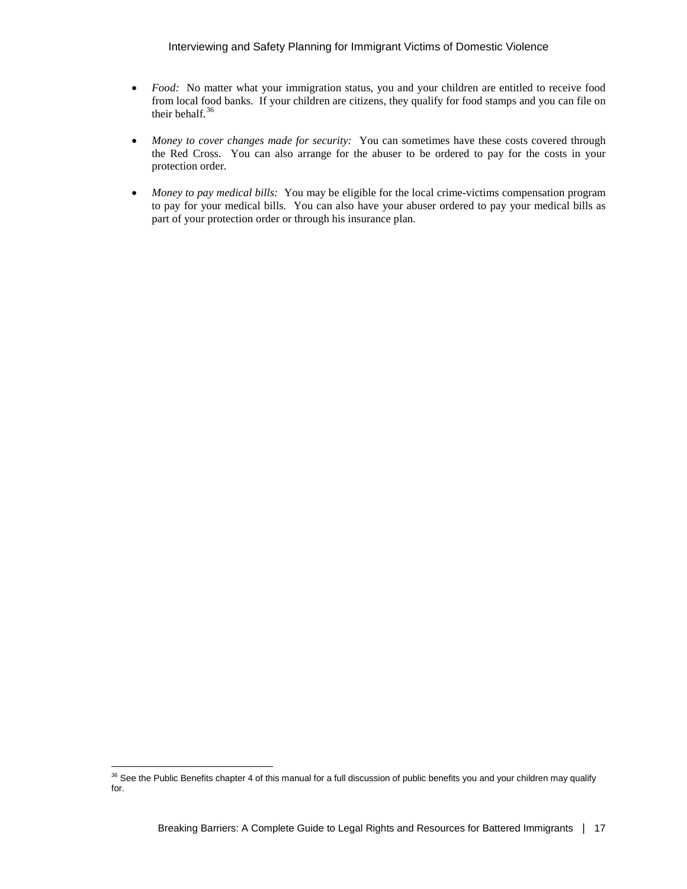- *Food:* No matter what your immigration status, you and your children are entitled to receive food from local food banks. If your children are citizens, they qualify for food stamps and you can file on their behalf.[36]

- *Money to cover changes made for security:* You can sometimes have these costs covered through the Red Cross. You can also arrange for the abuser to be ordered to pay for the costs in your protection order.

- *Money to pay medical bills:* You may be eligible for the local crime-victims compensation program to pay for your medical bills. You can also have your abuser ordered to pay your medical bills as part of your protection order or through his insurance plan.

---

[36] See the Public Benefits chapter 4 of this manual for a full discussion of public benefits you and your children may qualify for.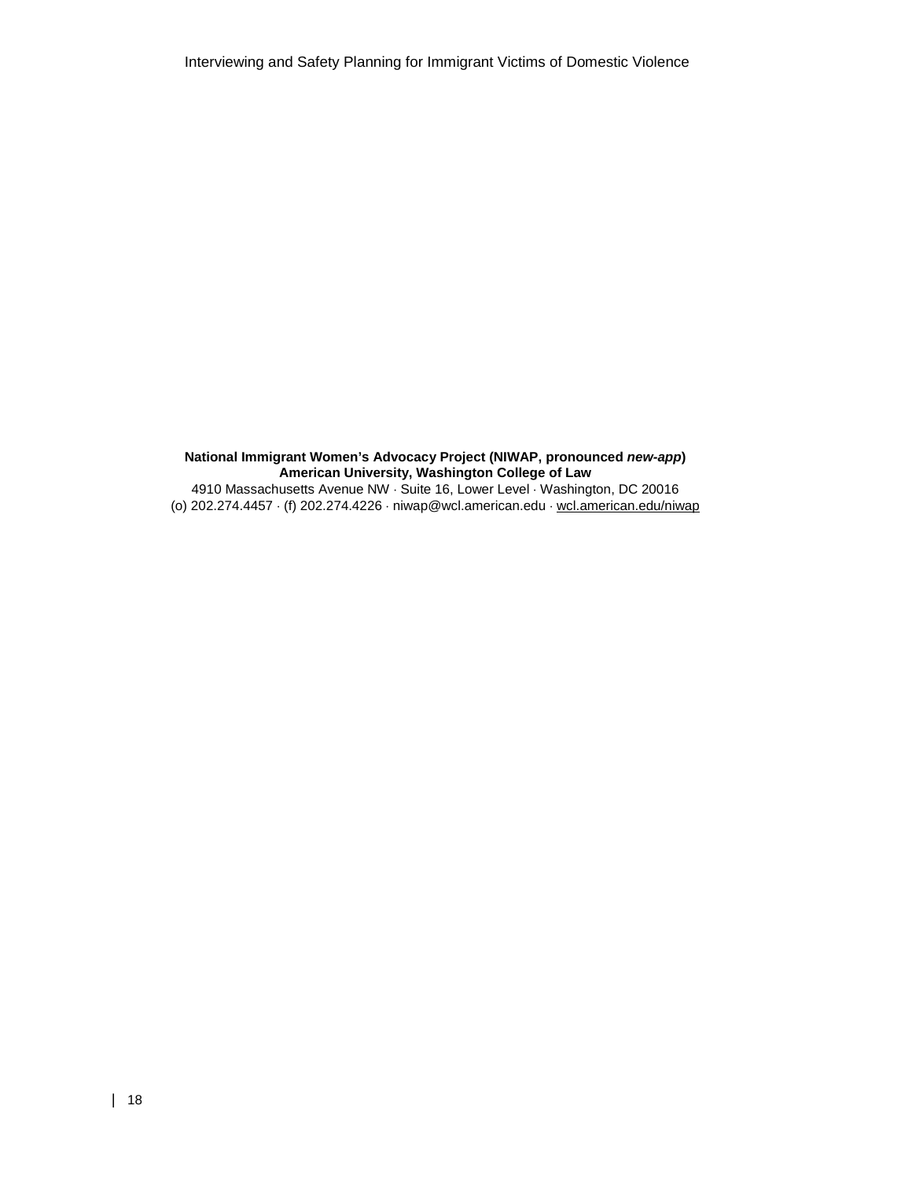**National Immigrant Women's Advocacy Project (NIWAP, pronounced *new-app*)**
**American University, Washington College of Law**
4910 Massachusetts Avenue NW · Suite 16, Lower Level · Washington, DC 20016
(o) 202.274.4457 · (f) 202.274.4226 · niwap@wcl.american.edu · wcl.american.edu/niwap